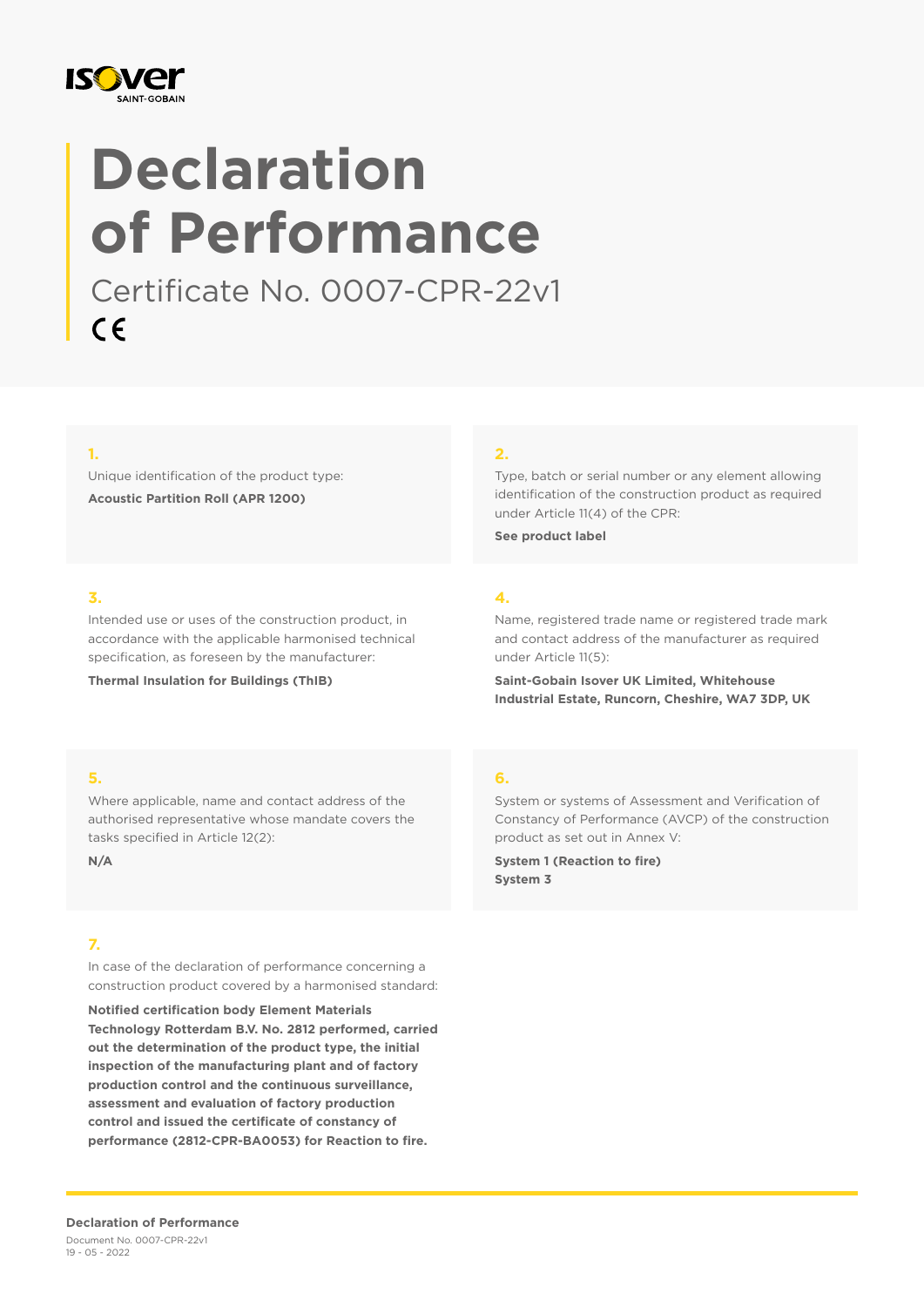ISOVER SAINT-GOBAIN

# Declaration of Performance

Certificate No. 0007-CPR-22v1

CE

**1.**

Unique identification of the product type:

**Acoustic Partition Roll (APR 1200)**

**2.**

Type, batch or serial number or any element allowing identification of the construction product as required under Article 11(4) of the CPR:

**See product label**

**3.**

Intended use or uses of the construction product, in accordance with the applicable harmonised technical specification, as foreseen by the manufacturer:

**Thermal Insulation for Buildings (ThIB)**

**4.**

Name, registered trade name or registered trade mark and contact address of the manufacturer as required under Article 11(5):

**Saint-Gobain Isover UK Limited, Whitehouse Industrial Estate, Runcorn, Cheshire, WA7 3DP, UK**

**5.**

Where applicable, name and contact address of the authorised representative whose mandate covers the tasks specified in Article 12(2):

**N/A**

**6.**

System or systems of Assessment and Verification of Constancy of Performance (AVCP) of the construction product as set out in Annex V:

**System 1 (Reaction to fire)**
**System 3**

**7.**

In case of the declaration of performance concerning a construction product covered by a harmonised standard:

**Notified certification body Element Materials Technology Rotterdam B.V. No. 2812 performed, carried out the determination of the product type, the initial inspection of the manufacturing plant and of factory production control and the continuous surveillance, assessment and evaluation of factory production control and issued the certificate of constancy of performance (2812-CPR-BA0053) for Reaction to fire.**

**Declaration of Performance**
Document No. 0007-CPR-22v1
19 - 05 - 2022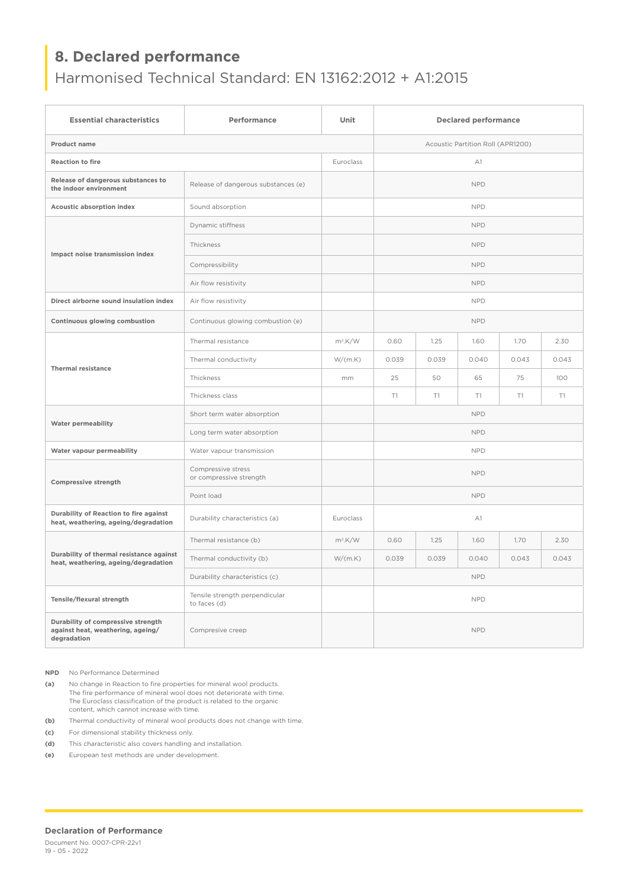## 8. Declared performance

Harmonised Technical Standard: EN 13162:2012 + A1:2015

| Essential characteristics | Performance | Unit | Declared performance | | | | |
|---|---|---|---|---|---|---|---|
| **Product name** | | | Acoustic Partition Roll (APR1200) | | | | |
| **Reaction to fire** | | Euroclass | A1 | | | | |
| **Release of dangerous substances to the indoor environment** | Release of dangerous substances (e) | | NPD | | | | |
| **Acoustic absorption index** | Sound absorption | | NPD | | | | |
| **Impact noise transmission index** | Dynamic stiffness | | NPD | | | | |
| | Thickness | | NPD | | | | |
| | Compressibility | | NPD | | | | |
| | Air flow resistivity | | NPD | | | | |
| **Direct airborne sound insulation index** | Air flow resistivity | | NPD | | | | |
| **Continuous glowing combustion** | Continuous glowing combustion (e) | | NPD | | | | |
| **Thermal resistance** | Thermal resistance | $m^2.K/W$ | 0.60 | 1.25 | 1.60 | 1.70 | 2.30 |
| | Thermal conductivity | W/(m.K) | 0.039 | 0.039 | 0.040 | 0.043 | 0.043 |
| | Thickness | mm | 25 | 50 | 65 | 75 | 100 |
| | Thickness class | | T1 | T1 | T1 | T1 | T1 |
| **Water permeability** | Short term water absorption | | NPD | | | | |
| | Long term water absorption | | NPD | | | | |
| **Water vapour permeability** | Water vapour transmission | | NPD | | | | |
| **Compressive strength** | Compressive stress or compressive strength | | NPD | | | | |
| | Point load | | NPD | | | | |
| **Durability of Reaction to fire against heat, weathering, ageing/degradation** | Durability characteristics (a) | Euroclass | A1 | | | | |
| **Durability of thermal resistance against heat, weathering, ageing/degradation** | Thermal resistance (b) | $m^2.K/W$ | 0.60 | 1.25 | 1.60 | 1.70 | 2.30 |
| | Thermal conductivity (b) | W/(m.K) | 0.039 | 0.039 | 0.040 | 0.043 | 0.043 |
| | Durability characteristics (c) | | NPD | | | | |
| **Tensile/flexural strength** | Tensile strength perpendicular to faces (d) | | NPD | | | | |
| **Durability of compressive strength against heat, weathering, ageing/ degradation** | Compresive creep | | NPD | | | | |

**NPD** No Performance Determined

**(a)** No change in Reaction to fire properties for mineral wool products. The fire performance of mineral wool does not deteriorate with time. The Euroclass classification of the product is related to the organic content, which cannot increase with time.

**(b)** Thermal conductivity of mineral wool products does not change with time.

**(c)** For dimensional stability thickness only.

**(d)** This characteristic also covers handling and installation.

**(e)** European test methods are under development.

**Declaration of Performance**

Document No. 0007-CPR-22v1

19 - 05 - 2022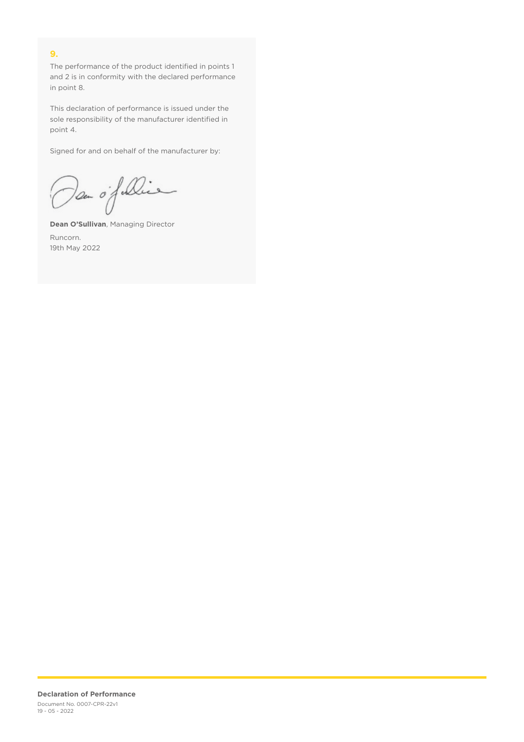## 9.

The performance of the product identified in points 1 and 2 is in conformity with the declared performance in point 8.

This declaration of performance is issued under the sole responsibility of the manufacturer identified in point 4.

Signed for and on behalf of the manufacturer by:

**Dean O'Sullivan**, Managing Director

Runcorn.
19th May 2022

**Declaration of Performance**
Document No. 0007-CPR-22v1
19 - 05 - 2022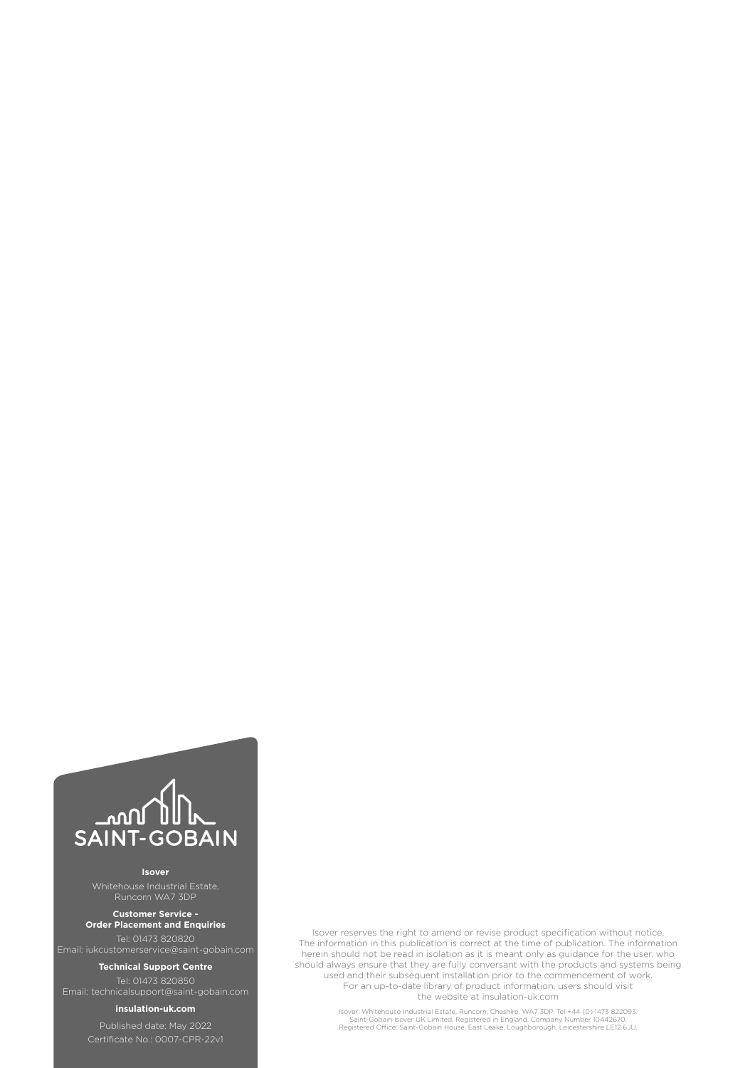SAINT-GOBAIN

**Isover**

Whitehouse Industrial Estate,
Runcorn WA7 3DP

**Customer Service - Order Placement and Enquiries**

Tel: 01473 820820
Email: iukcustomerservice@saint-gobain.com

**Technical Support Centre**

Tel: 01473 820850
Email: technicalsupport@saint-gobain.com

**insulation-uk.com**

Published date: May 2022
Certificate No.: 0007-CPR-22v1

Isover reserves the right to amend or revise product specification without notice. The information in this publication is correct at the time of publication. The information herein should not be read in isolation as it is meant only as guidance for the user, who should always ensure that they are fully conversant with the products and systems being used and their subsequent installation prior to the commencement of work. For an up-to-date library of product information, users should visit the website at insulation-uk.com

Isover: Whitehouse Industrial Estate, Runcorn, Cheshire, WA7 3DP. Tel +44 (0) 1473 822093.
Saint-Gobain Isover UK Limited, Registered in England. Company Number 10442670.
Registered Office: Saint-Gobain House, East Leake, Loughborough, Leicestershire LE12 6JU.